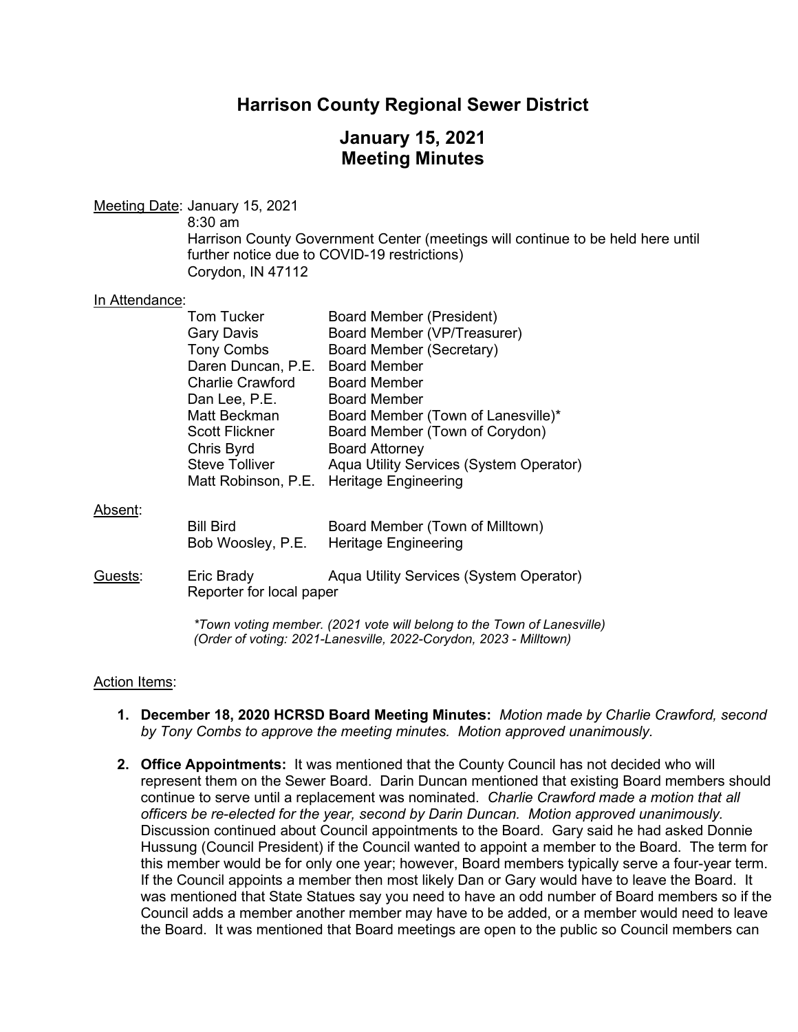# Harrison County Regional Sewer District

## January 15, 2021
## Meeting Minutes

Meeting Date: January 15, 2021
8:30 am
Harrison County Government Center (meetings will continue to be held here until further notice due to COVID-19 restrictions)
Corydon, IN 47112

In Attendance:

| | |
|---|---|
| Tom Tucker | Board Member (President) |
| Gary Davis | Board Member (VP/Treasurer) |
| Tony Combs | Board Member (Secretary) |
| Daren Duncan, P.E. | Board Member |
| Charlie Crawford | Board Member |
| Dan Lee, P.E. | Board Member |
| Matt Beckman | Board Member (Town of Lanesville)* |
| Scott Flickner | Board Member (Town of Corydon) |
| Chris Byrd | Board Attorney |
| Steve Tolliver | Aqua Utility Services (System Operator) |
| Matt Robinson, P.E. | Heritage Engineering |

Absent:

| | |
|---|---|
| Bill Bird | Board Member (Town of Milltown) |
| Bob Woosley, P.E. | Heritage Engineering |

Guests:

| | |
|---|---|
| Eric Brady | Aqua Utility Services (System Operator) |
| Reporter for local paper | |

*\*Town voting member. (2021 vote will belong to the Town of Lanesville)*
*(Order of voting: 2021-Lanesville, 2022-Corydon, 2023 - Milltown)*

Action Items:

1. **December 18, 2020 HCRSD Board Meeting Minutes:** *Motion made by Charlie Crawford, second by Tony Combs to approve the meeting minutes. Motion approved unanimously.*

2. **Office Appointments:** It was mentioned that the County Council has not decided who will represent them on the Sewer Board. Darin Duncan mentioned that existing Board members should continue to serve until a replacement was nominated. *Charlie Crawford made a motion that all officers be re-elected for the year, second by Darin Duncan. Motion approved unanimously.* Discussion continued about Council appointments to the Board. Gary said he had asked Donnie Hussung (Council President) if the Council wanted to appoint a member to the Board. The term for this member would be for only one year; however, Board members typically serve a four-year term. If the Council appoints a member then most likely Dan or Gary would have to leave the Board. It was mentioned that State Statues say you need to have an odd number of Board members so if the Council adds a member another member may have to be added, or a member would need to leave the Board. It was mentioned that Board meetings are open to the public so Council members can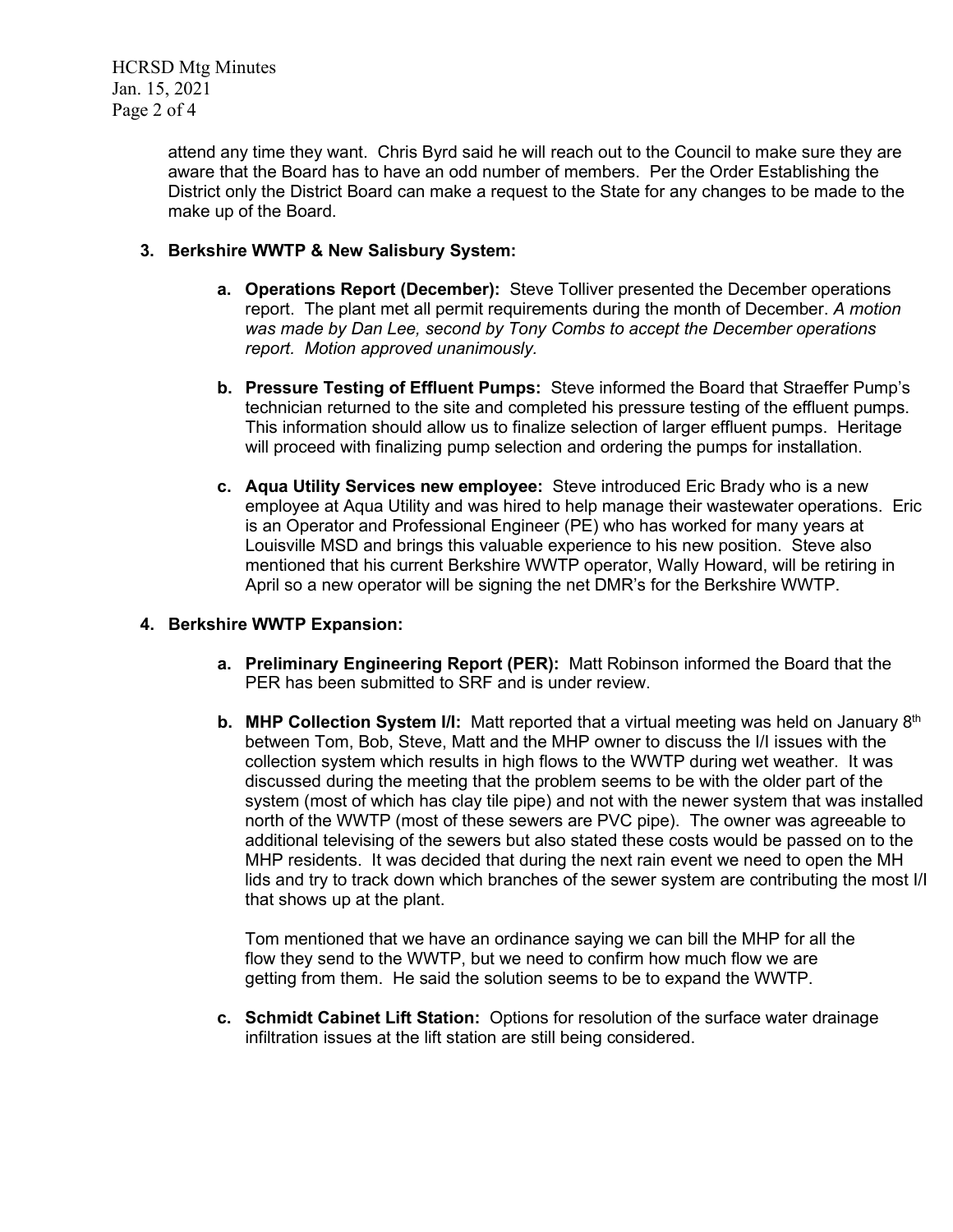attend any time they want. Chris Byrd said he will reach out to the Council to make sure they are aware that the Board has to have an odd number of members. Per the Order Establishing the District only the District Board can make a request to the State for any changes to be made to the make up of the Board.

**3. Berkshire WWTP & New Salisbury System:**

  a. **Operations Report (December):** Steve Tolliver presented the December operations report. The plant met all permit requirements during the month of December. *A motion was made by Dan Lee, second by Tony Combs to accept the December operations report. Motion approved unanimously.*

  b. **Pressure Testing of Effluent Pumps:** Steve informed the Board that Straeffer Pump's technician returned to the site and completed his pressure testing of the effluent pumps. This information should allow us to finalize selection of larger effluent pumps. Heritage will proceed with finalizing pump selection and ordering the pumps for installation.

  c. **Aqua Utility Services new employee:** Steve introduced Eric Brady who is a new employee at Aqua Utility and was hired to help manage their wastewater operations. Eric is an Operator and Professional Engineer (PE) who has worked for many years at Louisville MSD and brings this valuable experience to his new position. Steve also mentioned that his current Berkshire WWTP operator, Wally Howard, will be retiring in April so a new operator will be signing the net DMR's for the Berkshire WWTP.

**4. Berkshire WWTP Expansion:**

  a. **Preliminary Engineering Report (PER):** Matt Robinson informed the Board that the PER has been submitted to SRF and is under review.

  b. **MHP Collection System I/I:** Matt reported that a virtual meeting was held on January 8th between Tom, Bob, Steve, Matt and the MHP owner to discuss the I/I issues with the collection system which results in high flows to the WWTP during wet weather. It was discussed during the meeting that the problem seems to be with the older part of the system (most of which has clay tile pipe) and not with the newer system that was installed north of the WWTP (most of these sewers are PVC pipe). The owner was agreeable to additional televising of the sewers but also stated these costs would be passed on to the MHP residents. It was decided that during the next rain event we need to open the MH lids and try to track down which branches of the sewer system are contributing the most I/I that shows up at the plant.

     Tom mentioned that we have an ordinance saying we can bill the MHP for all the flow they send to the WWTP, but we need to confirm how much flow we are getting from them. He said the solution seems to be to expand the WWTP.

  c. **Schmidt Cabinet Lift Station:** Options for resolution of the surface water drainage infiltration issues at the lift station are still being considered.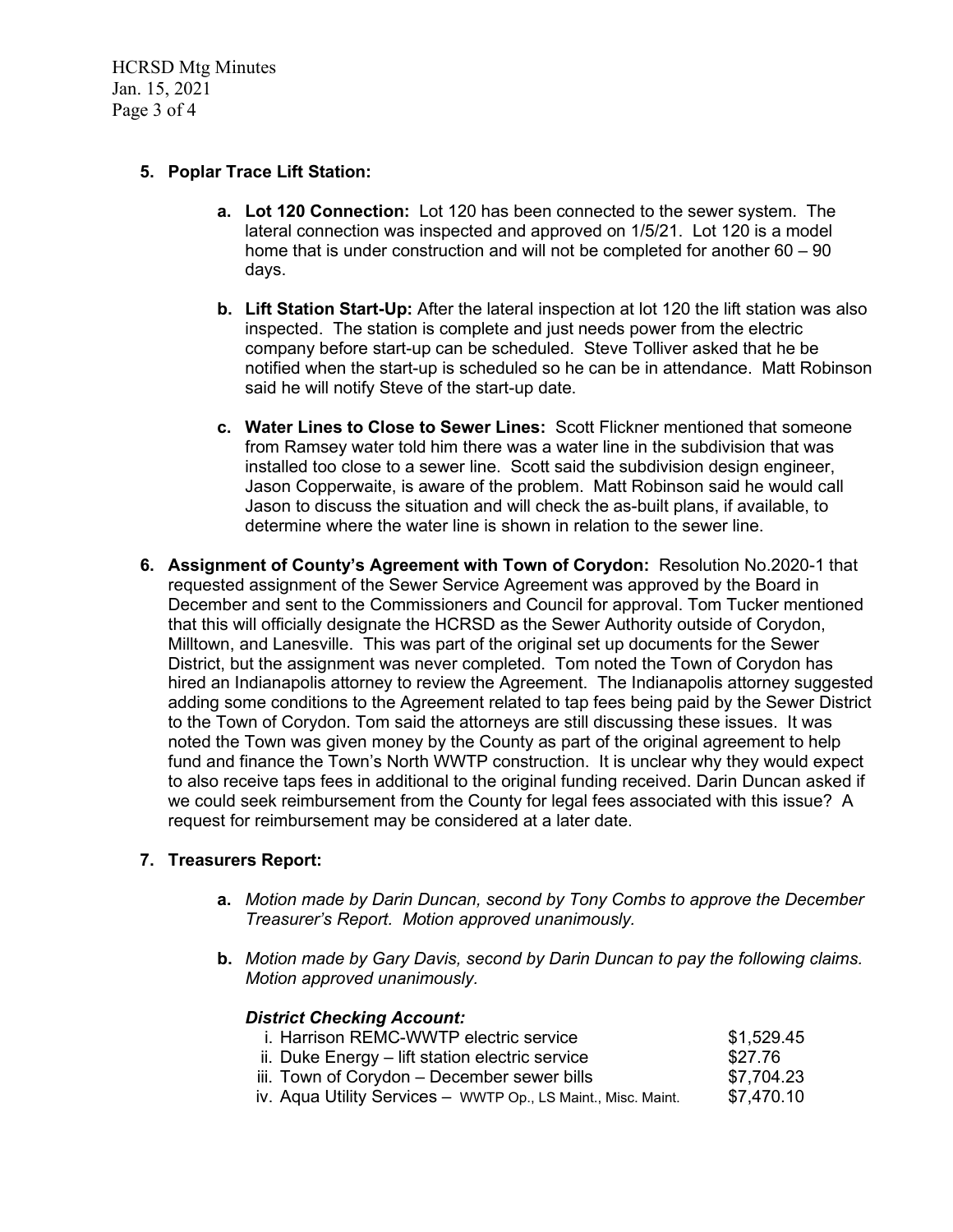5. **Poplar Trace Lift Station:**

   a. **Lot 120 Connection:** Lot 120 has been connected to the sewer system. The lateral connection was inspected and approved on 1/5/21. Lot 120 is a model home that is under construction and will not be completed for another 60 – 90 days.

   b. **Lift Station Start-Up:** After the lateral inspection at lot 120 the lift station was also inspected. The station is complete and just needs power from the electric company before start-up can be scheduled. Steve Tolliver asked that he be notified when the start-up is scheduled so he can be in attendance. Matt Robinson said he will notify Steve of the start-up date.

   c. **Water Lines to Close to Sewer Lines:** Scott Flickner mentioned that someone from Ramsey water told him there was a water line in the subdivision that was installed too close to a sewer line. Scott said the subdivision design engineer, Jason Copperwaite, is aware of the problem. Matt Robinson said he would call Jason to discuss the situation and will check the as-built plans, if available, to determine where the water line is shown in relation to the sewer line.

6. **Assignment of County's Agreement with Town of Corydon:** Resolution No.2020-1 that requested assignment of the Sewer Service Agreement was approved by the Board in December and sent to the Commissioners and Council for approval. Tom Tucker mentioned that this will officially designate the HCRSD as the Sewer Authority outside of Corydon, Milltown, and Lanesville. This was part of the original set up documents for the Sewer District, but the assignment was never completed. Tom noted the Town of Corydon has hired an Indianapolis attorney to review the Agreement. The Indianapolis attorney suggested adding some conditions to the Agreement related to tap fees being paid by the Sewer District to the Town of Corydon. Tom said the attorneys are still discussing these issues. It was noted the Town was given money by the County as part of the original agreement to help fund and finance the Town's North WWTP construction. It is unclear why they would expect to also receive taps fees in additional to the original funding received. Darin Duncan asked if we could seek reimbursement from the County for legal fees associated with this issue? A request for reimbursement may be considered at a later date.

7. **Treasurers Report:**

   a. *Motion made by Darin Duncan, second by Tony Combs to approve the December Treasurer's Report. Motion approved unanimously.*

   b. *Motion made by Gary Davis, second by Darin Duncan to pay the following claims. Motion approved unanimously.*

   ***District Checking Account:***

   | | |
   |---|---|
   | i. Harrison REMC-WWTP electric service | $1,529.45 |
   | ii. Duke Energy – lift station electric service | $27.76 |
   | iii. Town of Corydon – December sewer bills | $7,704.23 |
   | iv. Aqua Utility Services – WWTP Op., LS Maint., Misc. Maint. | $7,470.10 |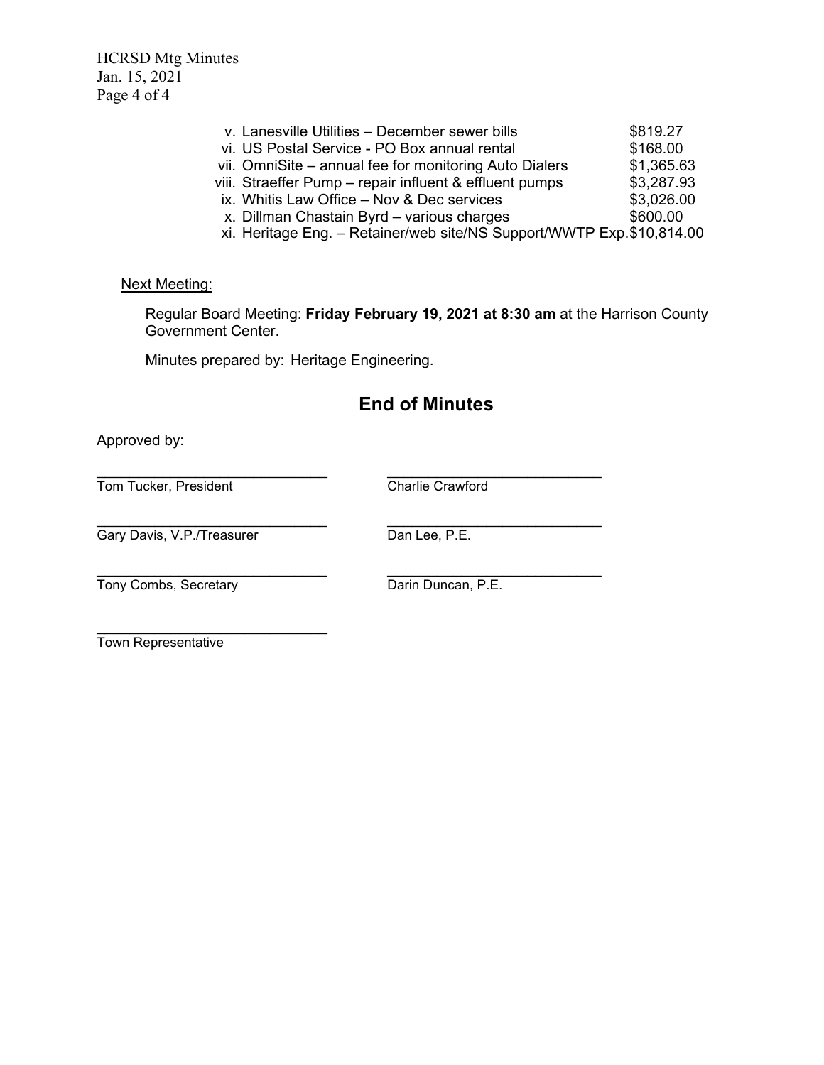v. Lanesville Utilities – December sewer bills $819.27
vi. US Postal Service - PO Box annual rental $168.00
vii. OmniSite – annual fee for monitoring Auto Dialers $1,365.63
viii. Straeffer Pump – repair influent & effluent pumps $3,287.93
ix. Whitis Law Office – Nov & Dec services $3,026.00
x. Dillman Chastain Byrd – various charges $600.00
xi. Heritage Eng. – Retainer/web site/NS Support/WWTP Exp. $10,814.00

Next Meeting:

Regular Board Meeting: **Friday February 19, 2021 at 8:30 am** at the Harrison County Government Center.

Minutes prepared by: Heritage Engineering.

## End of Minutes

Approved by:

| | |
|---|---|
| ____________________________ Tom Tucker, President | ____________________________ Charlie Crawford |
| ____________________________ Gary Davis, V.P./Treasurer | ____________________________ Dan Lee, P.E. |
| ____________________________ Tony Combs, Secretary | ____________________________ Darin Duncan, P.E. |
| ____________________________ Town Representative | |